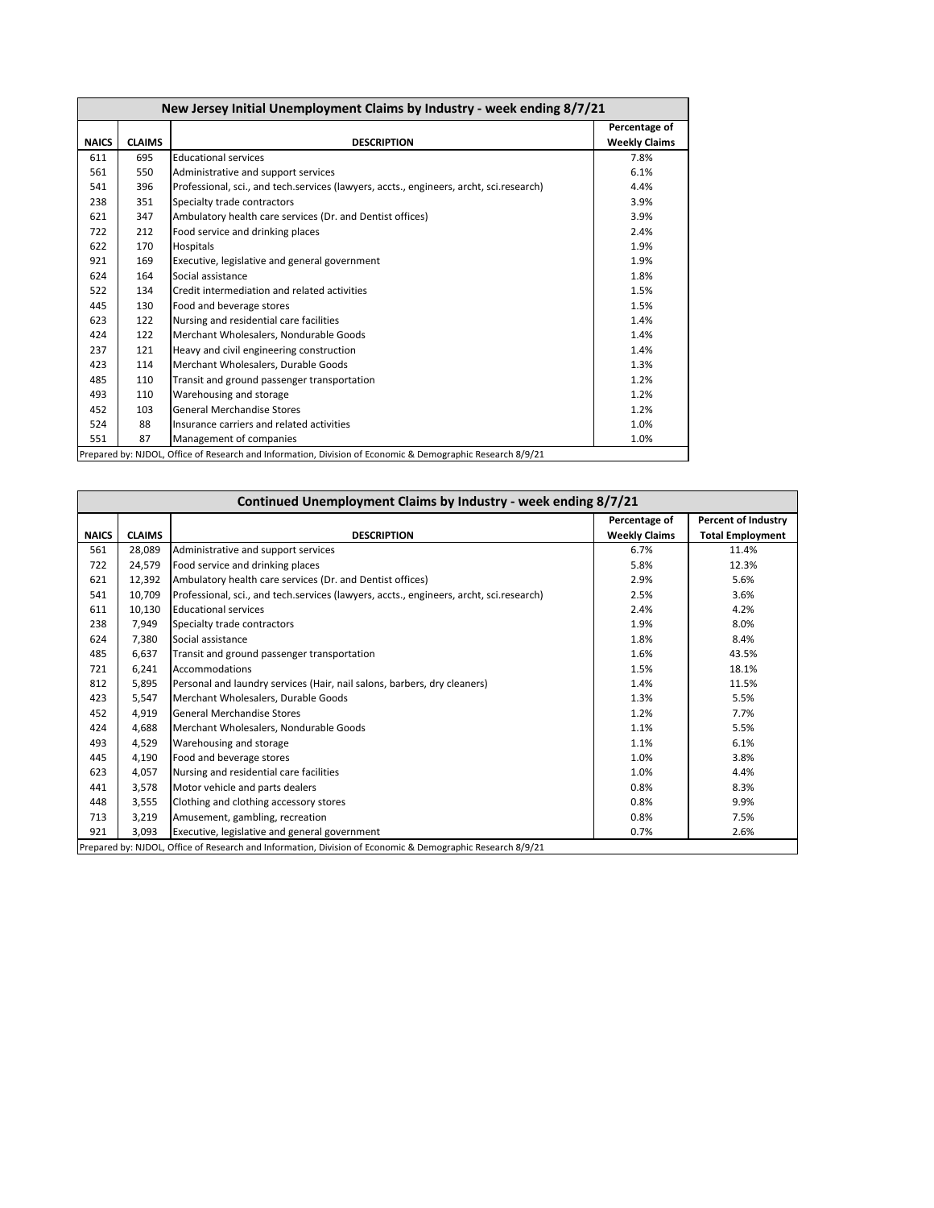## New Jersey Initial Unemployment Claims by Industry - week ending 8/7/21

| NAICS | CLAIMS | DESCRIPTION | Percentage of Weekly Claims |
|---|---|---|---|
| 611 | 695 | Educational services | 7.8% |
| 561 | 550 | Administrative and support services | 6.1% |
| 541 | 396 | Professional, sci., and tech.services (lawyers, accts., engineers, archt, sci.research) | 4.4% |
| 238 | 351 | Specialty trade contractors | 3.9% |
| 621 | 347 | Ambulatory health care services (Dr. and Dentist offices) | 3.9% |
| 722 | 212 | Food service and drinking places | 2.4% |
| 622 | 170 | Hospitals | 1.9% |
| 921 | 169 | Executive, legislative and general government | 1.9% |
| 624 | 164 | Social assistance | 1.8% |
| 522 | 134 | Credit intermediation and related activities | 1.5% |
| 445 | 130 | Food and beverage stores | 1.5% |
| 623 | 122 | Nursing and residential care facilities | 1.4% |
| 424 | 122 | Merchant Wholesalers, Nondurable Goods | 1.4% |
| 237 | 121 | Heavy and civil engineering construction | 1.4% |
| 423 | 114 | Merchant Wholesalers, Durable Goods | 1.3% |
| 485 | 110 | Transit and ground passenger transportation | 1.2% |
| 493 | 110 | Warehousing and storage | 1.2% |
| 452 | 103 | General Merchandise Stores | 1.2% |
| 524 | 88 | Insurance carriers and related activities | 1.0% |
| 551 | 87 | Management of companies | 1.0% |

Prepared by: NJDOL, Office of Research and Information, Division of Economic & Demographic Research 8/9/21

## Continued Unemployment Claims by Industry - week ending 8/7/21

| NAICS | CLAIMS | DESCRIPTION | Percentage of Weekly Claims | Percent of Industry Total Employment |
|---|---|---|---|---|
| 561 | 28,089 | Administrative and support services | 6.7% | 11.4% |
| 722 | 24,579 | Food service and drinking places | 5.8% | 12.3% |
| 621 | 12,392 | Ambulatory health care services (Dr. and Dentist offices) | 2.9% | 5.6% |
| 541 | 10,709 | Professional, sci., and tech.services (lawyers, accts., engineers, archt, sci.research) | 2.5% | 3.6% |
| 611 | 10,130 | Educational services | 2.4% | 4.2% |
| 238 | 7,949 | Specialty trade contractors | 1.9% | 8.0% |
| 624 | 7,380 | Social assistance | 1.8% | 8.4% |
| 485 | 6,637 | Transit and ground passenger transportation | 1.6% | 43.5% |
| 721 | 6,241 | Accommodations | 1.5% | 18.1% |
| 812 | 5,895 | Personal and laundry services (Hair, nail salons, barbers, dry cleaners) | 1.4% | 11.5% |
| 423 | 5,547 | Merchant Wholesalers, Durable Goods | 1.3% | 5.5% |
| 452 | 4,919 | General Merchandise Stores | 1.2% | 7.7% |
| 424 | 4,688 | Merchant Wholesalers, Nondurable Goods | 1.1% | 5.5% |
| 493 | 4,529 | Warehousing and storage | 1.1% | 6.1% |
| 445 | 4,190 | Food and beverage stores | 1.0% | 3.8% |
| 623 | 4,057 | Nursing and residential care facilities | 1.0% | 4.4% |
| 441 | 3,578 | Motor vehicle and parts dealers | 0.8% | 8.3% |
| 448 | 3,555 | Clothing and clothing accessory stores | 0.8% | 9.9% |
| 713 | 3,219 | Amusement, gambling, recreation | 0.8% | 7.5% |
| 921 | 3,093 | Executive, legislative and general government | 0.7% | 2.6% |

Prepared by: NJDOL, Office of Research and Information, Division of Economic & Demographic Research 8/9/21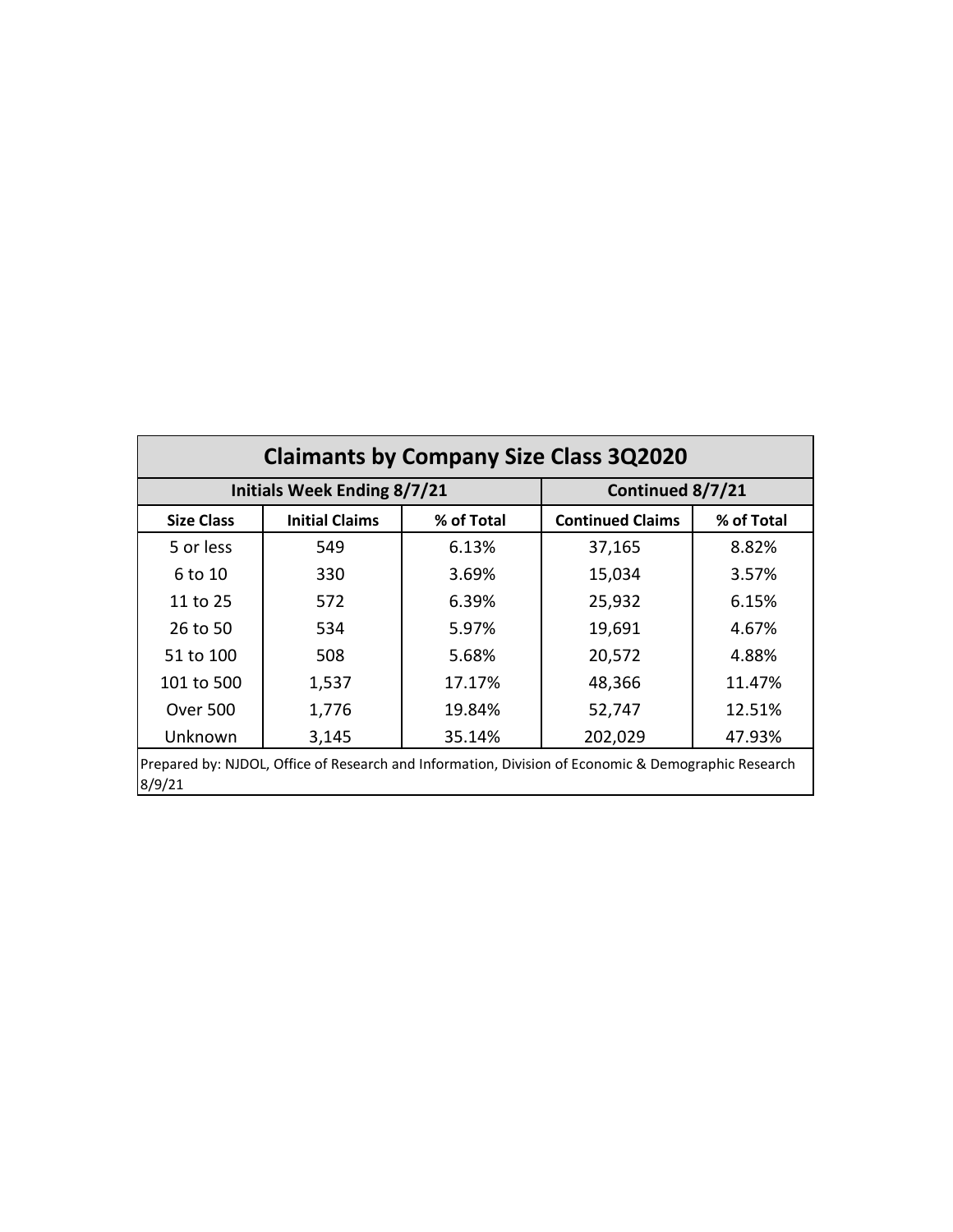## Claimants by Company Size Class 3Q2020

| | Initials Week Ending 8/7/21 | | Continued 8/7/21 | |
|---|---|---|---|---|
| **Size Class** | **Initial Claims** | **% of Total** | **Continued Claims** | **% of Total** |
| 5 or less | 549 | 6.13% | 37,165 | 8.82% |
| 6 to 10 | 330 | 3.69% | 15,034 | 3.57% |
| 11 to 25 | 572 | 6.39% | 25,932 | 6.15% |
| 26 to 50 | 534 | 5.97% | 19,691 | 4.67% |
| 51 to 100 | 508 | 5.68% | 20,572 | 4.88% |
| 101 to 500 | 1,537 | 17.17% | 48,366 | 11.47% |
| Over 500 | 1,776 | 19.84% | 52,747 | 12.51% |
| Unknown | 3,145 | 35.14% | 202,029 | 47.93% |

Prepared by: NJDOL, Office of Research and Information, Division of Economic & Demographic Research 8/9/21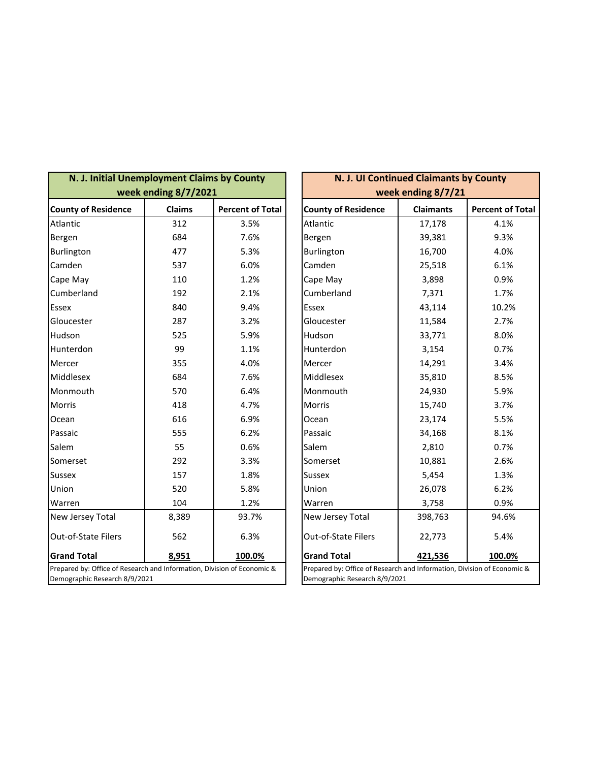| N. J. Initial Unemployment Claims by County week ending 8/7/2021 | | |
|---|---|---|
| **County of Residence** | **Claims** | **Percent of Total** |
| Atlantic | 312 | 3.5% |
| Bergen | 684 | 7.6% |
| Burlington | 477 | 5.3% |
| Camden | 537 | 6.0% |
| Cape May | 110 | 1.2% |
| Cumberland | 192 | 2.1% |
| Essex | 840 | 9.4% |
| Gloucester | 287 | 3.2% |
| Hudson | 525 | 5.9% |
| Hunterdon | 99 | 1.1% |
| Mercer | 355 | 4.0% |
| Middlesex | 684 | 7.6% |
| Monmouth | 570 | 6.4% |
| Morris | 418 | 4.7% |
| Ocean | 616 | 6.9% |
| Passaic | 555 | 6.2% |
| Salem | 55 | 0.6% |
| Somerset | 292 | 3.3% |
| Sussex | 157 | 1.8% |
| Union | 520 | 5.8% |
| Warren | 104 | 1.2% |
| New Jersey Total | 8,389 | 93.7% |
| Out-of-State Filers | 562 | 6.3% |
| **Grand Total** | **8,951** | **100.0%** |

Prepared by: Office of Research and Information, Division of Economic & Demographic Research 8/9/2021

| N. J. UI Continued Claimants by County week ending 8/7/21 | | |
|---|---|---|
| **County of Residence** | **Claimants** | **Percent of Total** |
| Atlantic | 17,178 | 4.1% |
| Bergen | 39,381 | 9.3% |
| Burlington | 16,700 | 4.0% |
| Camden | 25,518 | 6.1% |
| Cape May | 3,898 | 0.9% |
| Cumberland | 7,371 | 1.7% |
| Essex | 43,114 | 10.2% |
| Gloucester | 11,584 | 2.7% |
| Hudson | 33,771 | 8.0% |
| Hunterdon | 3,154 | 0.7% |
| Mercer | 14,291 | 3.4% |
| Middlesex | 35,810 | 8.5% |
| Monmouth | 24,930 | 5.9% |
| Morris | 15,740 | 3.7% |
| Ocean | 23,174 | 5.5% |
| Passaic | 34,168 | 8.1% |
| Salem | 2,810 | 0.7% |
| Somerset | 10,881 | 2.6% |
| Sussex | 5,454 | 1.3% |
| Union | 26,078 | 6.2% |
| Warren | 3,758 | 0.9% |
| New Jersey Total | 398,763 | 94.6% |
| Out-of-State Filers | 22,773 | 5.4% |
| **Grand Total** | **421,536** | **100.0%** |

Prepared by: Office of Research and Information, Division of Economic & Demographic Research 8/9/2021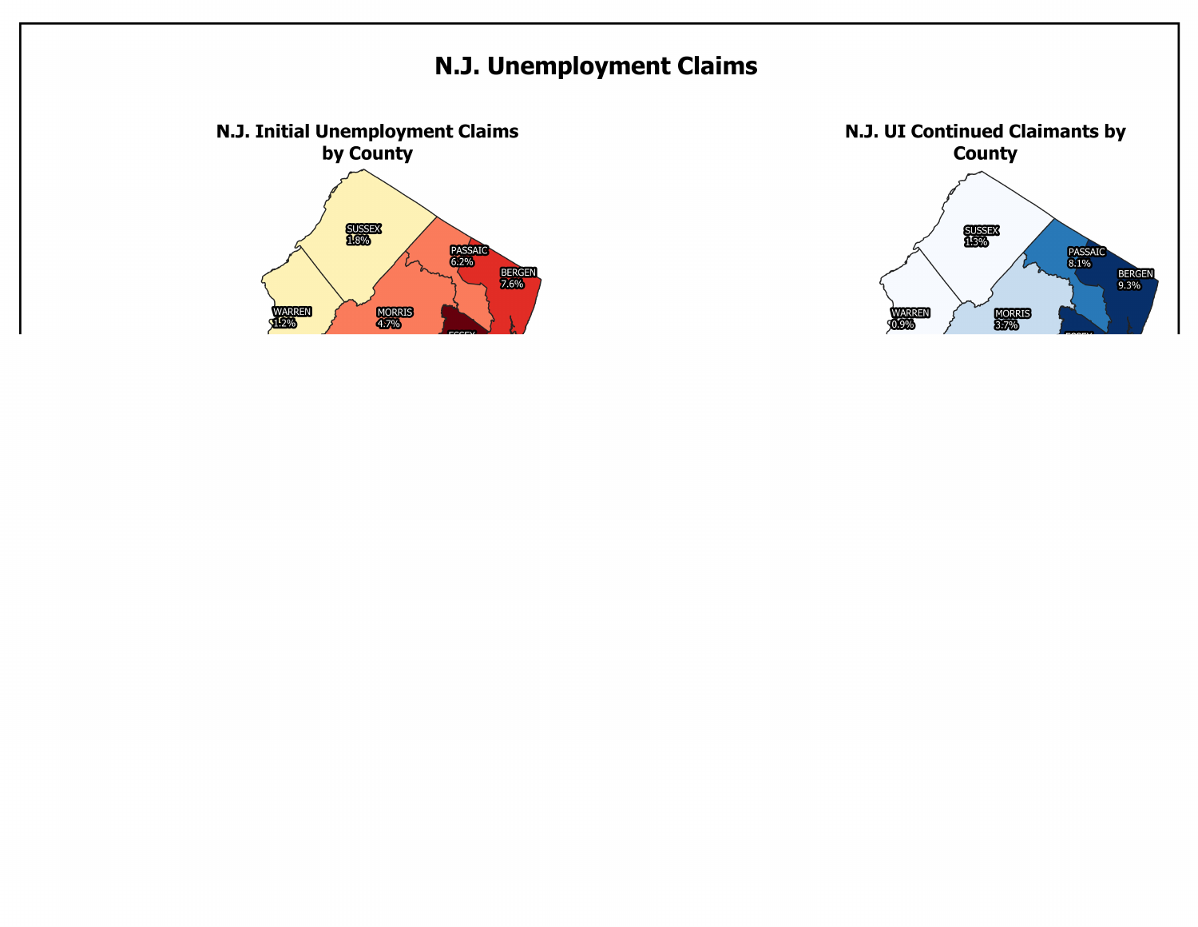# N.J. Unemployment Claims

## N.J. Initial Unemployment Claims by County

SUSSEX
1.8%

PASSAIC
6.2%

BERGEN
7.6%

WARREN
1.2%

MORRIS
4.7%

ESSEX

## N.J. UI Continued Claimants by County

SUSSEX
1.3%

PASSAIC
8.1%

BERGEN
9.3%

WARREN
0.9%

MORRIS
3.7%

ESSEX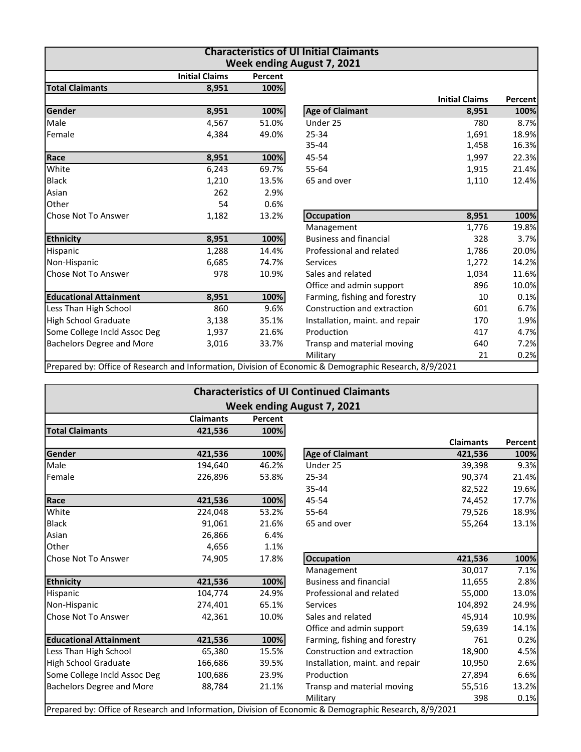## Characteristics of UI Initial Claimants
### Week ending August 7, 2021

| | Initial Claims | Percent |
|---|---|---|
| **Total Claimants** | **8,951** | **100%** |

| **Gender** | **8,951** | **100%** |
|---|---|---|
| Male | 4,567 | 51.0% |
| Female | 4,384 | 49.0% |

| **Race** | **8,951** | **100%** |
|---|---|---|
| White | 6,243 | 69.7% |
| Black | 1,210 | 13.5% |
| Asian | 262 | 2.9% |
| Other | 54 | 0.6% |
| Chose Not To Answer | 1,182 | 13.2% |

| **Ethnicity** | **8,951** | **100%** |
|---|---|---|
| Hispanic | 1,288 | 14.4% |
| Non-Hispanic | 6,685 | 74.7% |
| Chose Not To Answer | 978 | 10.9% |

| **Educational Attainment** | **8,951** | **100%** |
|---|---|---|
| Less Than High School | 860 | 9.6% |
| High School Graduate | 3,138 | 35.1% |
| Some College Incld Assoc Deg | 1,937 | 21.6% |
| Bachelors Degree and More | 3,016 | 33.7% |

| | Initial Claims | Percent |
|---|---|---|
| **Age of Claimant** | **8,951** | **100%** |
| Under 25 | 780 | 8.7% |
| 25-34 | 1,691 | 18.9% |
| 35-44 | 1,458 | 16.3% |
| 45-54 | 1,997 | 22.3% |
| 55-64 | 1,915 | 21.4% |
| 65 and over | 1,110 | 12.4% |

| **Occupation** | **8,951** | **100%** |
|---|---|---|
| Management | 1,776 | 19.8% |
| Business and financial | 328 | 3.7% |
| Professional and related | 1,786 | 20.0% |
| Services | 1,272 | 14.2% |
| Sales and related | 1,034 | 11.6% |
| Office and admin support | 896 | 10.0% |
| Farming, fishing and forestry | 10 | 0.1% |
| Construction and extraction | 601 | 6.7% |
| Installation, maint. and repair | 170 | 1.9% |
| Production | 417 | 4.7% |
| Transp and material moving | 640 | 7.2% |
| Military | 21 | 0.2% |

Prepared by: Office of Research and Information, Division of Economic & Demographic Research, 8/9/2021

## Characteristics of UI Continued Claimants
### Week ending August 7, 2021

| | Claimants | Percent |
|---|---|---|
| **Total Claimants** | **421,536** | **100%** |

| **Gender** | **421,536** | **100%** |
|---|---|---|
| Male | 194,640 | 46.2% |
| Female | 226,896 | 53.8% |

| **Race** | **421,536** | **100%** |
|---|---|---|
| White | 224,048 | 53.2% |
| Black | 91,061 | 21.6% |
| Asian | 26,866 | 6.4% |
| Other | 4,656 | 1.1% |
| Chose Not To Answer | 74,905 | 17.8% |

| **Ethnicity** | **421,536** | **100%** |
|---|---|---|
| Hispanic | 104,774 | 24.9% |
| Non-Hispanic | 274,401 | 65.1% |
| Chose Not To Answer | 42,361 | 10.0% |

| **Educational Attainment** | **421,536** | **100%** |
|---|---|---|
| Less Than High School | 65,380 | 15.5% |
| High School Graduate | 166,686 | 39.5% |
| Some College Incld Assoc Deg | 100,686 | 23.9% |
| Bachelors Degree and More | 88,784 | 21.1% |

| | Claimants | Percent |
|---|---|---|
| **Age of Claimant** | **421,536** | **100%** |
| Under 25 | 39,398 | 9.3% |
| 25-34 | 90,374 | 21.4% |
| 35-44 | 82,522 | 19.6% |
| 45-54 | 74,452 | 17.7% |
| 55-64 | 79,526 | 18.9% |
| 65 and over | 55,264 | 13.1% |

| **Occupation** | **421,536** | **100%** |
|---|---|---|
| Management | 30,017 | 7.1% |
| Business and financial | 11,655 | 2.8% |
| Professional and related | 55,000 | 13.0% |
| Services | 104,892 | 24.9% |
| Sales and related | 45,914 | 10.9% |
| Office and admin support | 59,639 | 14.1% |
| Farming, fishing and forestry | 761 | 0.2% |
| Construction and extraction | 18,900 | 4.5% |
| Installation, maint. and repair | 10,950 | 2.6% |
| Production | 27,894 | 6.6% |
| Transp and material moving | 55,516 | 13.2% |
| Military | 398 | 0.1% |

Prepared by: Office of Research and Information, Division of Economic & Demographic Research, 8/9/2021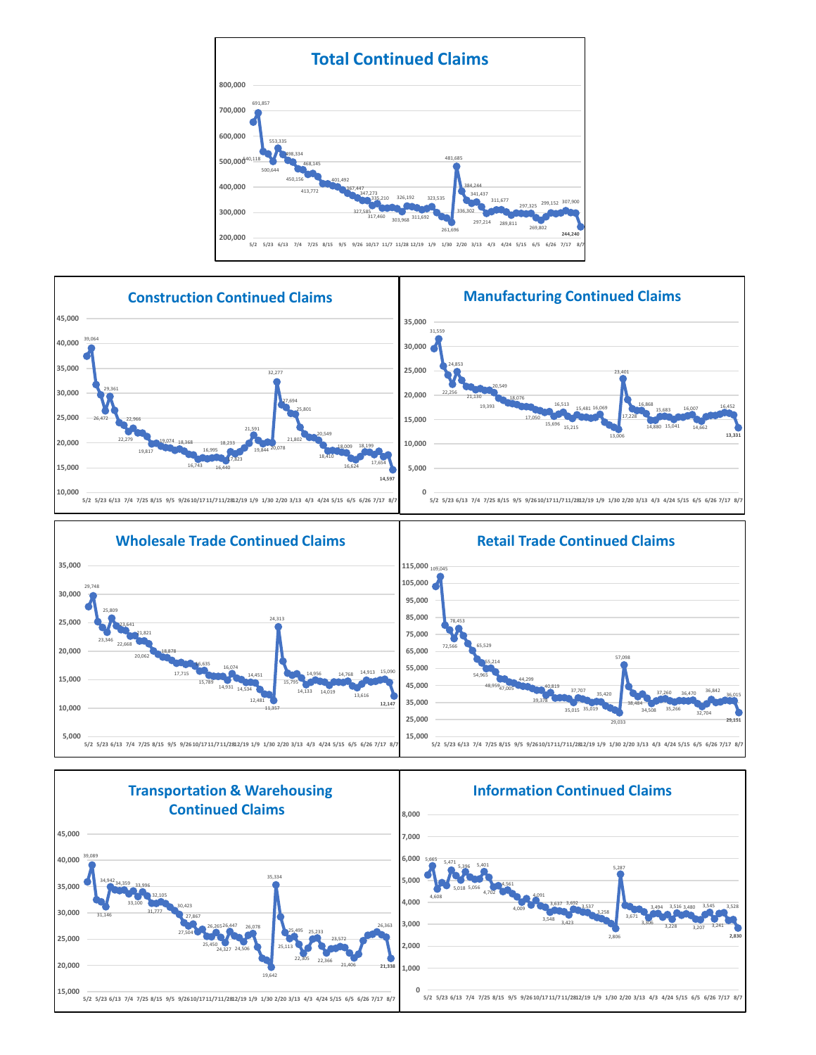## Total Continued Claims

## Construction Continued Claims

## Manufacturing Continued Claims

## Wholesale Trade Continued Claims

## Retail Trade Continued Claims

## Transportation & Warehousing Continued Claims

## Information Continued Claims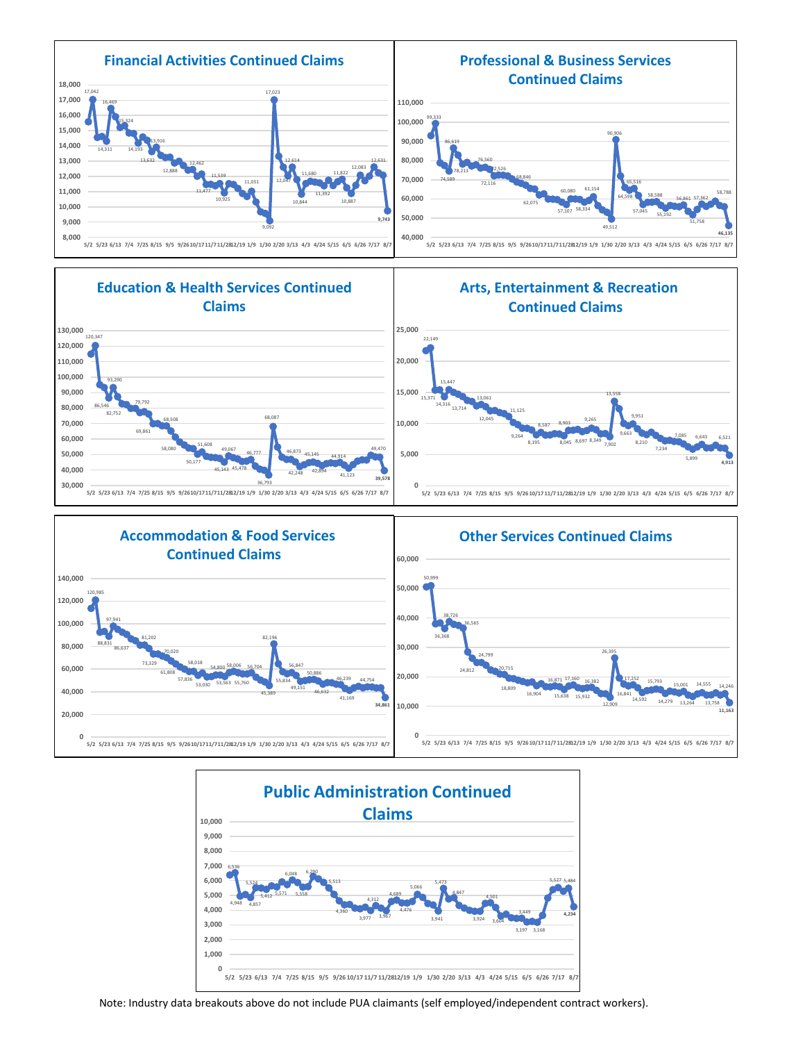## Financial Activities Continued Claims

18,000
17,000
16,000
15,000
14,000
13,000
12,000
11,000
10,000
9,000
8,000

17,042
16,469
15,324
14,311
14,193
13,916
13,632
12,888
12,462
11,477
11,539
10,925
11,031
9,092
17,023
12,614
12,047
11,680
10,844
11,392
11,822
10,887
12,083
12,631
9,743

5/2 5/23 6/13 7/4 7/25 8/15 9/5 9/26 10/17 11/7 11/28 12/19 1/9 1/30 2/20 3/13 4/3 4/24 5/15 6/5 6/26 7/17 8/7

## Professional & Business Services Continued Claims

110,000
100,000
90,000
80,000
70,000
60,000
50,000
40,000

99,333
74,589
86,619
78,213
76,560
72,116
72,526
68,846
62,075
60,080
57,107
58,334
61,154
49,512
90,906
64,598
65,516
57,045
58,588
55,192
56,861
51,758
57,362
58,788
46,135

5/2 5/23 6/13 7/4 7/25 8/15 9/5 9/26 10/17 11/7 11/28 12/19 1/9 1/30 2/20 3/13 4/3 4/24 5/15 6/5 6/26 7/17 8/7

## Education & Health Services Continued Claims

130,000
120,000
110,000
100,000
90,000
80,000
70,000
60,000
50,000
40,000
30,000

120,347
93,290
86,546
82,752
79,792
69,861
68,508
58,080
51,608
50,177
49,067
45,143
45,478
46,777
36,793
68,087
46,873
42,248
45,145
42,894
44,914
41,123
49,470
39,578

5/2 5/23 6/13 7/4 7/25 8/15 9/5 9/26 10/17 11/7 11/28 12/19 1/9 1/30 2/20 3/13 4/3 4/24 5/15 6/5 6/26 7/17 8/7

## Arts, Entertainment & Recreation Continued Claims

25,000
20,000
15,000
10,000
5,000
0

22,149
15,371
15,447
14,316
13,714
13,061
12,045
11,125
9,264
8,195
8,587
8,903
8,045
8,697
9,265
8,349
7,902
13,558
9,663
9,951
8,210
7,234
7,085
5,899
6,643
6,521
4,913

5/2 5/23 6/13 7/4 7/25 8/15 9/5 9/26 10/17 11/7 11/28 12/19 1/9 1/30 2/20 3/13 4/3 4/24 5/15 6/5 6/26 7/17 8/7

## Accommodation & Food Services Continued Claims

140,000
120,000
100,000
80,000
60,000
40,000
20,000
0

120,985
88,831
97,941
86,637
81,202
73,329
70,020
61,808
58,018
57,836
53,030
54,800
53,563
58,006
55,760
56,704
45,389
82,196
55,834
56,847
49,151
50,886
46,632
46,239
41,169
44,754
34,861

5/2 5/23 6/13 7/4 7/25 8/15 9/5 9/26 10/17 11/7 11/28 12/19 1/9 1/30 2/20 3/13 4/3 4/24 5/15 6/5 6/26 7/17 8/7

## Other Services Continued Claims

60,000
50,000
40,000
30,000
20,000
10,000
0

50,999
38,726
36,368
36,565
24,812
24,799
20,715
18,809
16,904
16,871
15,638
17,160
15,932
16,382
12,909
26,395
16,841
17,252
14,592
15,793
14,279
15,001
13,264
14,555
13,758
14,246
11,163

5/2 5/23 6/13 7/4 7/25 8/15 9/5 9/26 10/17 11/7 11/28 12/19 1/9 1/30 2/20 3/13 4/3 4/24 5/15 6/5 6/26 7/17 8/7

## Public Administration Continued Claims

10,000
9,000
8,000
7,000
6,000
5,000
4,000
3,000
2,000
1,000
0

6,536
4,948
5,524
4,857
5,412
5,571
6,048
5,558
6,290
5,513
4,360
3,977
4,312
3,967
4,689
4,476
5,066
3,941
5,473
4,847
3,924
4,501
3,604
3,449
3,197
3,168
5,527
5,484
4,234

5/2 5/23 6/13 7/4 7/25 8/15 9/5 9/26 10/17 11/7 11/28 12/19 1/9 1/30 2/20 3/13 4/3 4/24 5/15 6/5 6/26 7/17 8/7

Note: Industry data breakouts above do not include PUA claimants (self employed/independent contract workers).